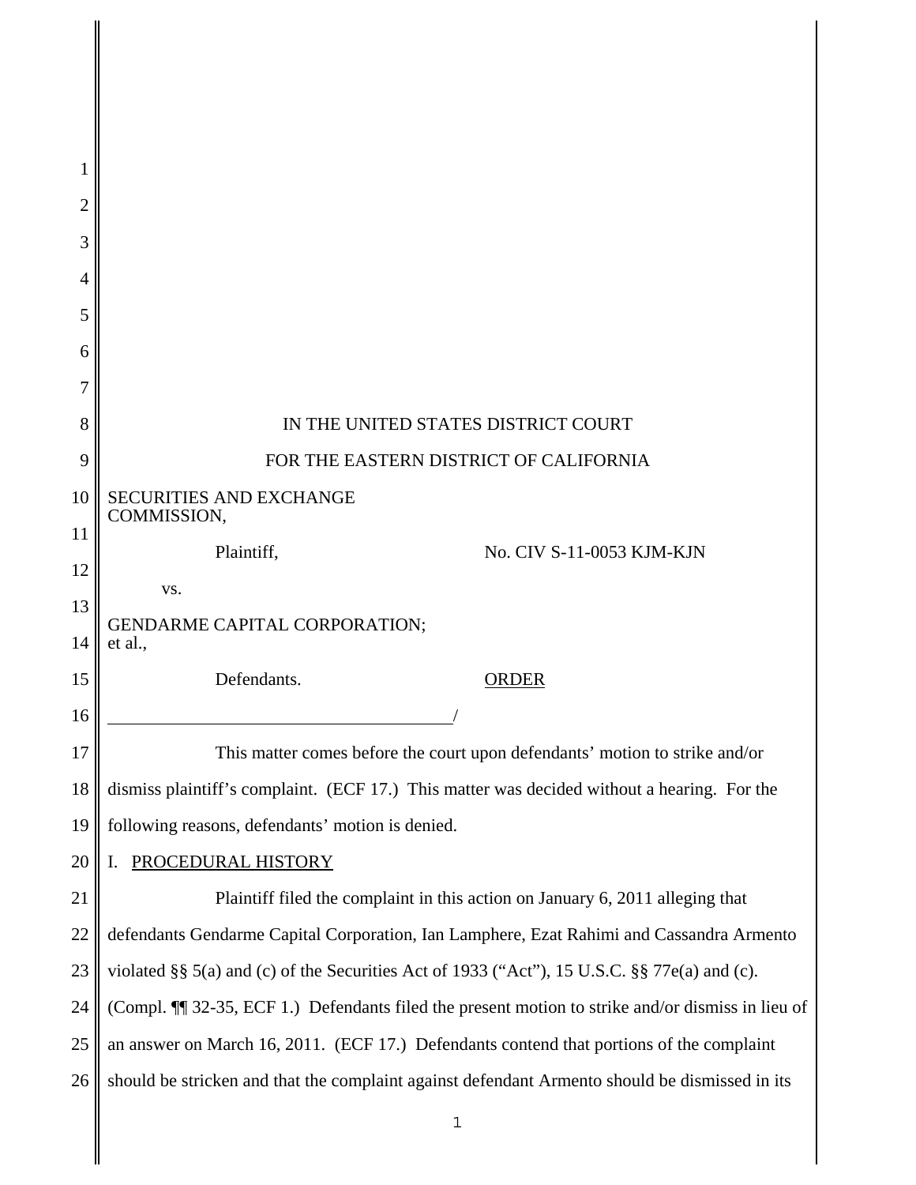IN THE UNITED STATES DISTRICT COURT

FOR THE EASTERN DISTRICT OF CALIFORNIA

SECURITIES AND EXCHANGE COMMISSION,

Plaintiff,

No. CIV S-11-0053 KJM-KJN

vs.

GENDARME CAPITAL CORPORATION; et al.,

Defendants.

ORDER

/

This matter comes before the court upon defendants' motion to strike and/or dismiss plaintiff's complaint. (ECF 17.) This matter was decided without a hearing. For the following reasons, defendants' motion is denied.

## I. PROCEDURAL HISTORY

Plaintiff filed the complaint in this action on January 6, 2011 alleging that defendants Gendarme Capital Corporation, Ian Lamphere, Ezat Rahimi and Cassandra Armento violated §§ 5(a) and (c) of the Securities Act of 1933 ("Act"), 15 U.S.C. §§ 77e(a) and (c). (Compl. ¶¶ 32-35, ECF 1.) Defendants filed the present motion to strike and/or dismiss in lieu of an answer on March 16, 2011. (ECF 17.) Defendants contend that portions of the complaint should be stricken and that the complaint against defendant Armento should be dismissed in its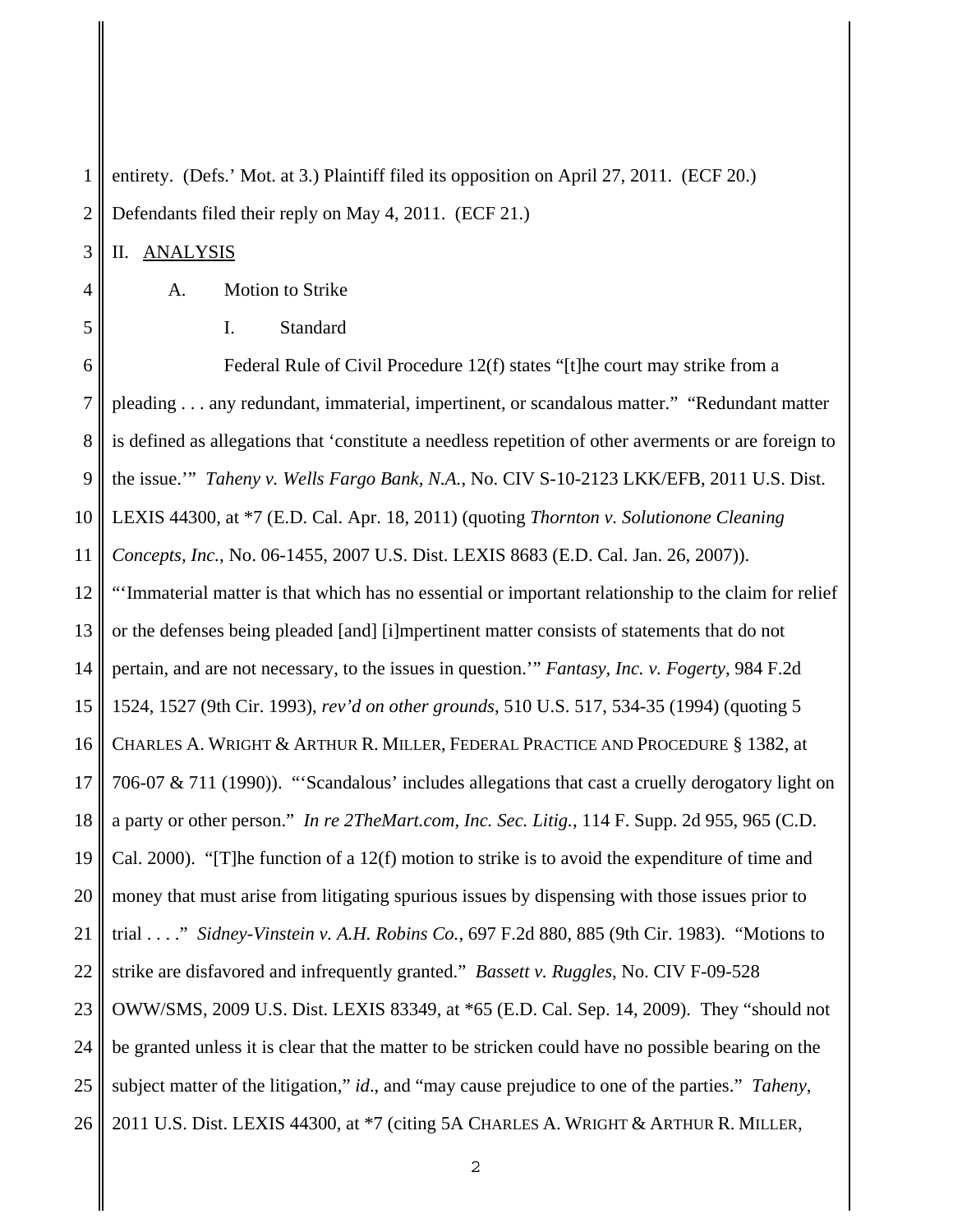entirety. (Defs.' Mot. at 3.) Plaintiff filed its opposition on April 27, 2011. (ECF 20.) Defendants filed their reply on May 4, 2011. (ECF 21.)

## II. ANALYSIS

### A. Motion to Strike

#### I. Standard

Federal Rule of Civil Procedure 12(f) states "[t]he court may strike from a pleading . . . any redundant, immaterial, impertinent, or scandalous matter." "Redundant matter is defined as allegations that 'constitute a needless repetition of other averments or are foreign to the issue.'" *Taheny v. Wells Fargo Bank, N.A.*, No. CIV S-10-2123 LKK/EFB, 2011 U.S. Dist. LEXIS 44300, at *7 (E.D. Cal. Apr. 18, 2011) (quoting *Thornton v. Solutionone Cleaning Concepts, Inc*., No. 06-1455, 2007 U.S. Dist. LEXIS 8683 (E.D. Cal. Jan. 26, 2007)). "'Immaterial matter is that which has no essential or important relationship to the claim for relief or the defenses being pleaded [and] [i]mpertinent matter consists of statements that do not pertain, and are not necessary, to the issues in question.'" *Fantasy, Inc. v. Fogerty*, 984 F.2d 1524, 1527 (9th Cir. 1993), *rev'd on other grounds*, 510 U.S. 517, 534-35 (1994) (quoting 5 CHARLES A. WRIGHT & ARTHUR R. MILLER, FEDERAL PRACTICE AND PROCEDURE § 1382, at 706-07 & 711 (1990)). "'Scandalous' includes allegations that cast a cruelly derogatory light on a party or other person." *In re 2TheMart.com, Inc. Sec. Litig.*, 114 F. Supp. 2d 955, 965 (C.D. Cal. 2000). "[T]he function of a 12(f) motion to strike is to avoid the expenditure of time and money that must arise from litigating spurious issues by dispensing with those issues prior to trial . . . ." *Sidney-Vinstein v. A.H. Robins Co.*, 697 F.2d 880, 885 (9th Cir. 1983). "Motions to strike are disfavored and infrequently granted." *Bassett v. Ruggles*, No. CIV F-09-528 OWW/SMS, 2009 U.S. Dist. LEXIS 83349, at *65 (E.D. Cal. Sep. 14, 2009). They "should not be granted unless it is clear that the matter to be stricken could have no possible bearing on the subject matter of the litigation," *id*., and "may cause prejudice to one of the parties." *Taheny*, 2011 U.S. Dist. LEXIS 44300, at *7 (citing 5A CHARLES A. WRIGHT & ARTHUR R. MILLER,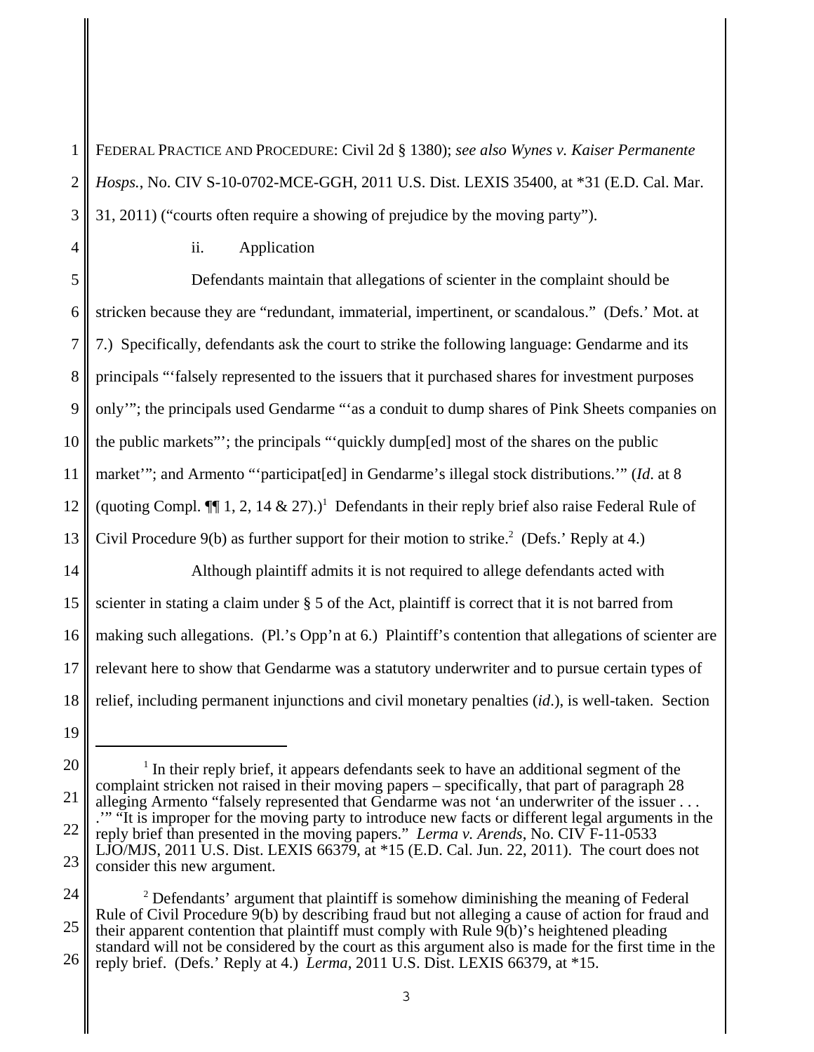FEDERAL PRACTICE AND PROCEDURE: Civil 2d § 1380); *see also Wynes v. Kaiser Permanente Hosps.*, No. CIV S-10-0702-MCE-GGH, 2011 U.S. Dist. LEXIS 35400, at *31 (E.D. Cal. Mar. 31, 2011) ("courts often require a showing of prejudice by the moving party").

ii. Application

Defendants maintain that allegations of scienter in the complaint should be stricken because they are "redundant, immaterial, impertinent, or scandalous." (Defs.' Mot. at 7.) Specifically, defendants ask the court to strike the following language: Gendarme and its principals "'falsely represented to the issuers that it purchased shares for investment purposes only'"; the principals used Gendarme "'as a conduit to dump shares of Pink Sheets companies on the public markets"'; the principals "'quickly dump[ed] most of the shares on the public market'"; and Armento "'participat[ed] in Gendarme's illegal stock distributions.'" (*Id*. at 8 (quoting Compl. ¶¶ 1, 2, 14 & 27).)[1] Defendants in their reply brief also raise Federal Rule of Civil Procedure 9(b) as further support for their motion to strike.[2] (Defs.' Reply at 4.)

Although plaintiff admits it is not required to allege defendants acted with scienter in stating a claim under § 5 of the Act, plaintiff is correct that it is not barred from making such allegations. (Pl.'s Opp'n at 6.) Plaintiff's contention that allegations of scienter are relevant here to show that Gendarme was a statutory underwriter and to pursue certain types of relief, including permanent injunctions and civil monetary penalties (*id*.), is well-taken. Section

---

[1] In their reply brief, it appears defendants seek to have an additional segment of the complaint stricken not raised in their moving papers – specifically, that part of paragraph 28 alleging Armento "falsely represented that Gendarme was not 'an underwriter of the issuer . . . .'" "It is improper for the moving party to introduce new facts or different legal arguments in the reply brief than presented in the moving papers." *Lerma v. Arends*, No. CIV F-11-0533 LJO/MJS, 2011 U.S. Dist. LEXIS 66379, at *15 (E.D. Cal. Jun. 22, 2011). The court does not consider this new argument.

[2] Defendants' argument that plaintiff is somehow diminishing the meaning of Federal Rule of Civil Procedure 9(b) by describing fraud but not alleging a cause of action for fraud and their apparent contention that plaintiff must comply with Rule 9(b)'s heightened pleading standard will not be considered by the court as this argument also is made for the first time in the reply brief. (Defs.' Reply at 4.) *Lerma*, 2011 U.S. Dist. LEXIS 66379, at *15.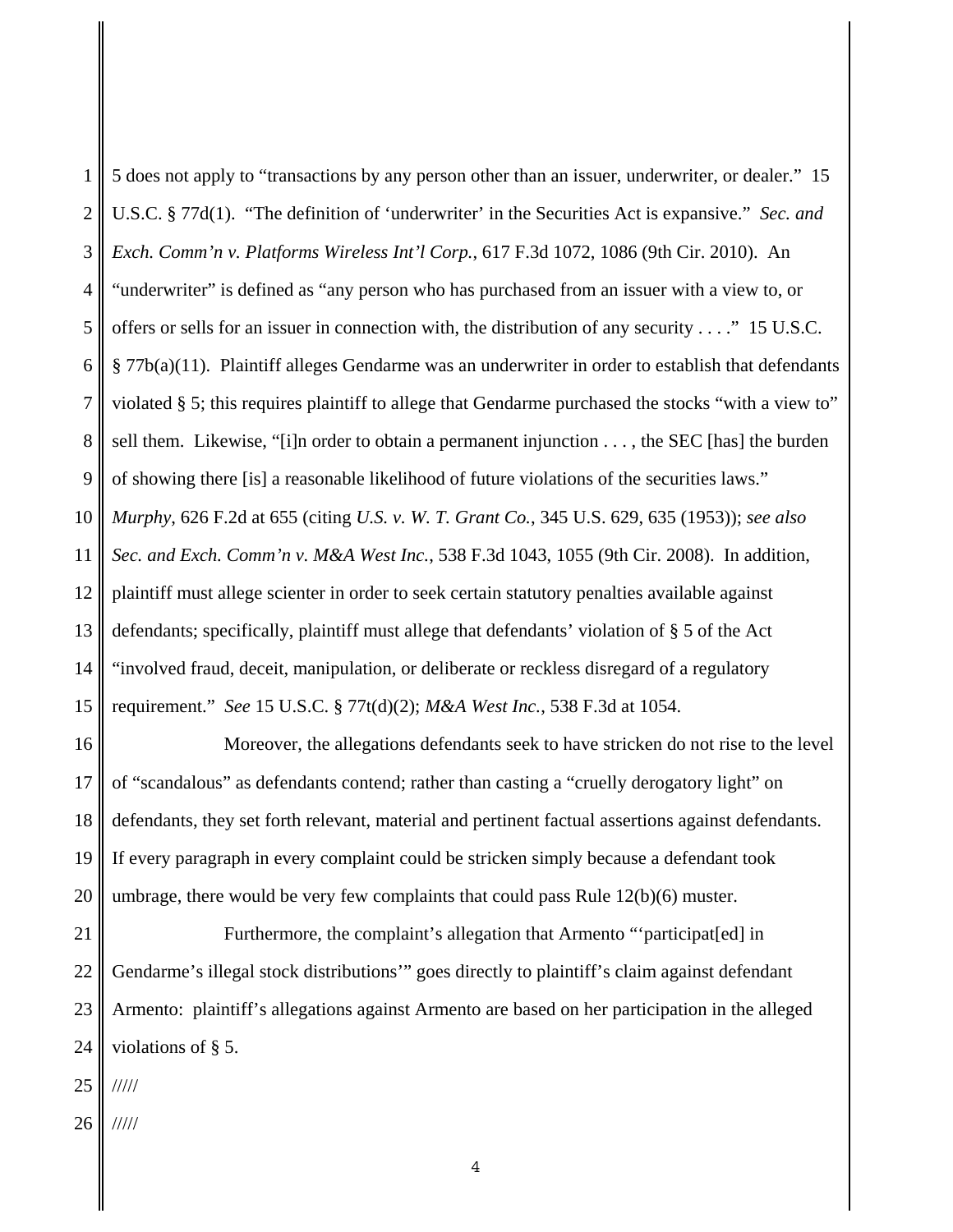5 does not apply to "transactions by any person other than an issuer, underwriter, or dealer." 15 U.S.C. § 77d(1). "The definition of 'underwriter' in the Securities Act is expansive." *Sec. and Exch. Comm'n v. Platforms Wireless Int'l Corp.*, 617 F.3d 1072, 1086 (9th Cir. 2010). An "underwriter" is defined as "any person who has purchased from an issuer with a view to, or offers or sells for an issuer in connection with, the distribution of any security . . . ." 15 U.S.C. § 77b(a)(11). Plaintiff alleges Gendarme was an underwriter in order to establish that defendants violated § 5; this requires plaintiff to allege that Gendarme purchased the stocks "with a view to" sell them. Likewise, "[i]n order to obtain a permanent injunction . . . , the SEC [has] the burden of showing there [is] a reasonable likelihood of future violations of the securities laws." *Murphy*, 626 F.2d at 655 (citing *U.S. v. W. T. Grant Co.*, 345 U.S. 629, 635 (1953)); *see also Sec. and Exch. Comm'n v. M&A West Inc.*, 538 F.3d 1043, 1055 (9th Cir. 2008). In addition, plaintiff must allege scienter in order to seek certain statutory penalties available against defendants; specifically, plaintiff must allege that defendants' violation of § 5 of the Act "involved fraud, deceit, manipulation, or deliberate or reckless disregard of a regulatory requirement." *See* 15 U.S.C. § 77t(d)(2); *M&A West Inc.*, 538 F.3d at 1054.

Moreover, the allegations defendants seek to have stricken do not rise to the level of "scandalous" as defendants contend; rather than casting a "cruelly derogatory light" on defendants, they set forth relevant, material and pertinent factual assertions against defendants. If every paragraph in every complaint could be stricken simply because a defendant took umbrage, there would be very few complaints that could pass Rule 12(b)(6) muster.

Furthermore, the complaint's allegation that Armento "'participat[ed] in Gendarme's illegal stock distributions'" goes directly to plaintiff's claim against defendant Armento: plaintiff's allegations against Armento are based on her participation in the alleged violations of § 5.

/////

/////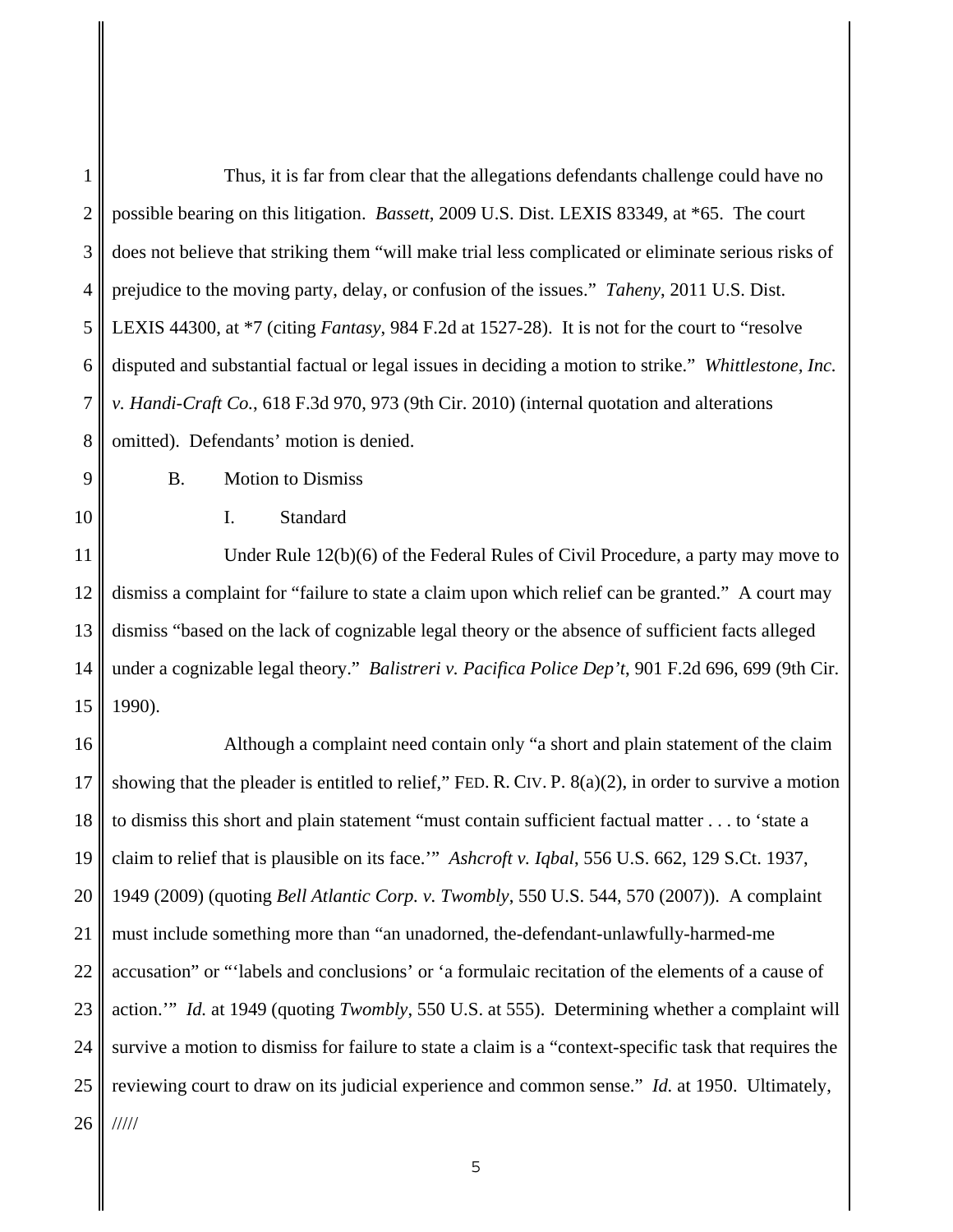Thus, it is far from clear that the allegations defendants challenge could have no possible bearing on this litigation. *Bassett*, 2009 U.S. Dist. LEXIS 83349, at *65. The court does not believe that striking them "will make trial less complicated or eliminate serious risks of prejudice to the moving party, delay, or confusion of the issues." *Taheny*, 2011 U.S. Dist. LEXIS 44300, at *7 (citing *Fantasy*, 984 F.2d at 1527-28). It is not for the court to "resolve disputed and substantial factual or legal issues in deciding a motion to strike." *Whittlestone, Inc. v. Handi-Craft Co.*, 618 F.3d 970, 973 (9th Cir. 2010) (internal quotation and alterations omitted). Defendants' motion is denied.

B. Motion to Dismiss

I. Standard

Under Rule 12(b)(6) of the Federal Rules of Civil Procedure, a party may move to dismiss a complaint for "failure to state a claim upon which relief can be granted." A court may dismiss "based on the lack of cognizable legal theory or the absence of sufficient facts alleged under a cognizable legal theory." *Balistreri v. Pacifica Police Dep't*, 901 F.2d 696, 699 (9th Cir. 1990).

Although a complaint need contain only "a short and plain statement of the claim showing that the pleader is entitled to relief," FED. R. CIV. P. 8(a)(2), in order to survive a motion to dismiss this short and plain statement "must contain sufficient factual matter . . . to 'state a claim to relief that is plausible on its face.'" *Ashcroft v. Iqbal*, 556 U.S. 662, 129 S.Ct. 1937, 1949 (2009) (quoting *Bell Atlantic Corp. v. Twombly*, 550 U.S. 544, 570 (2007)). A complaint must include something more than "an unadorned, the-defendant-unlawfully-harmed-me accusation" or "'labels and conclusions' or 'a formulaic recitation of the elements of a cause of action.'" *Id.* at 1949 (quoting *Twombly*, 550 U.S. at 555). Determining whether a complaint will survive a motion to dismiss for failure to state a claim is a "context-specific task that requires the reviewing court to draw on its judicial experience and common sense." *Id.* at 1950. Ultimately,

/////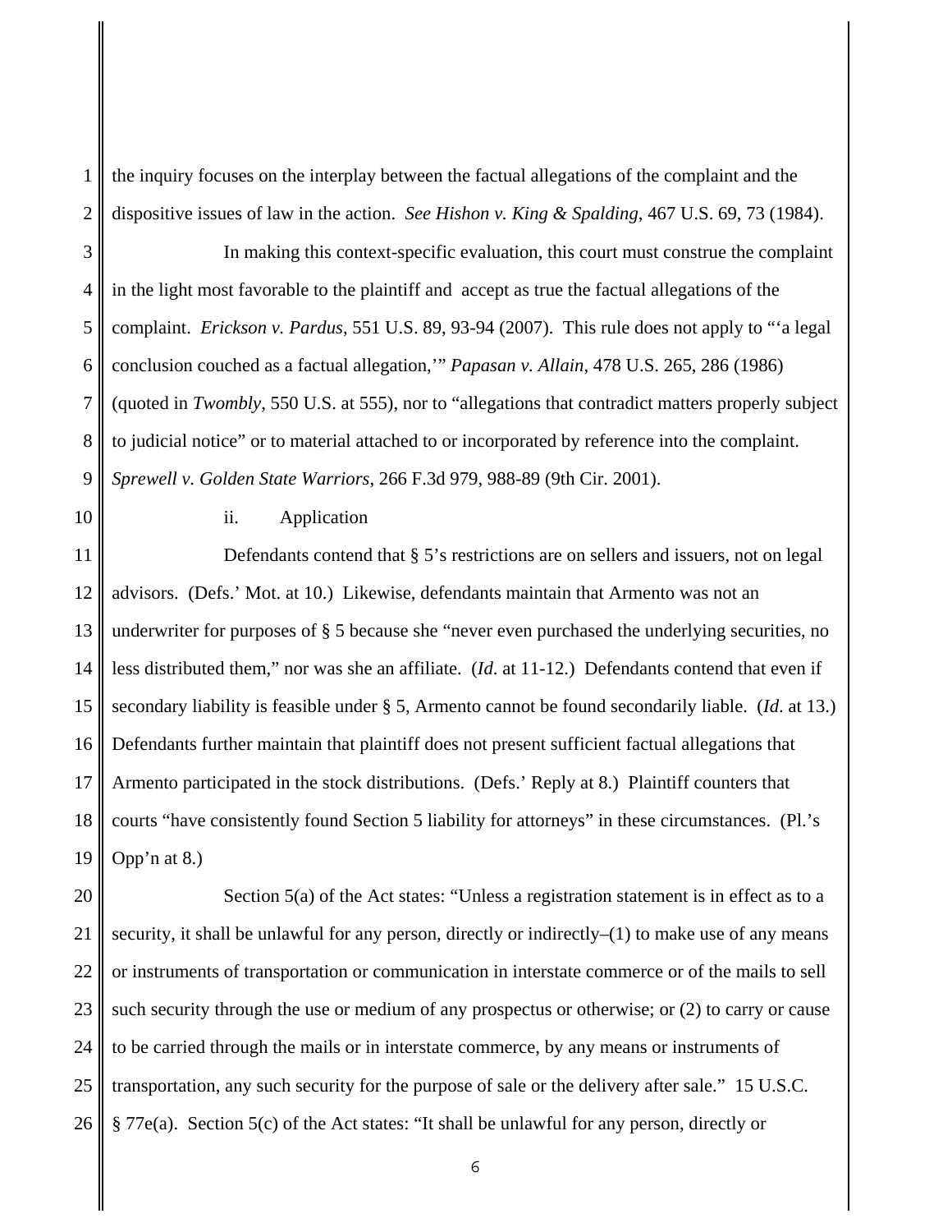the inquiry focuses on the interplay between the factual allegations of the complaint and the dispositive issues of law in the action. *See Hishon v. King & Spalding*, 467 U.S. 69, 73 (1984).

In making this context-specific evaluation, this court must construe the complaint in the light most favorable to the plaintiff and accept as true the factual allegations of the complaint. *Erickson v. Pardus*, 551 U.S. 89, 93-94 (2007). This rule does not apply to "'a legal conclusion couched as a factual allegation,'" *Papasan v. Allain*, 478 U.S. 265, 286 (1986) (quoted in *Twombly*, 550 U.S. at 555), nor to "allegations that contradict matters properly subject to judicial notice" or to material attached to or incorporated by reference into the complaint. *Sprewell v. Golden State Warriors*, 266 F.3d 979, 988-89 (9th Cir. 2001).

ii. Application

Defendants contend that § 5's restrictions are on sellers and issuers, not on legal advisors. (Defs.' Mot. at 10.) Likewise, defendants maintain that Armento was not an underwriter for purposes of § 5 because she "never even purchased the underlying securities, no less distributed them," nor was she an affiliate. (*Id*. at 11-12.) Defendants contend that even if secondary liability is feasible under § 5, Armento cannot be found secondarily liable. (*Id*. at 13.) Defendants further maintain that plaintiff does not present sufficient factual allegations that Armento participated in the stock distributions. (Defs.' Reply at 8.) Plaintiff counters that courts "have consistently found Section 5 liability for attorneys" in these circumstances. (Pl.'s Opp'n at 8.)

Section 5(a) of the Act states: "Unless a registration statement is in effect as to a security, it shall be unlawful for any person, directly or indirectly–(1) to make use of any means or instruments of transportation or communication in interstate commerce or of the mails to sell such security through the use or medium of any prospectus or otherwise; or (2) to carry or cause to be carried through the mails or in interstate commerce, by any means or instruments of transportation, any such security for the purpose of sale or the delivery after sale." 15 U.S.C. § 77e(a). Section 5(c) of the Act states: "It shall be unlawful for any person, directly or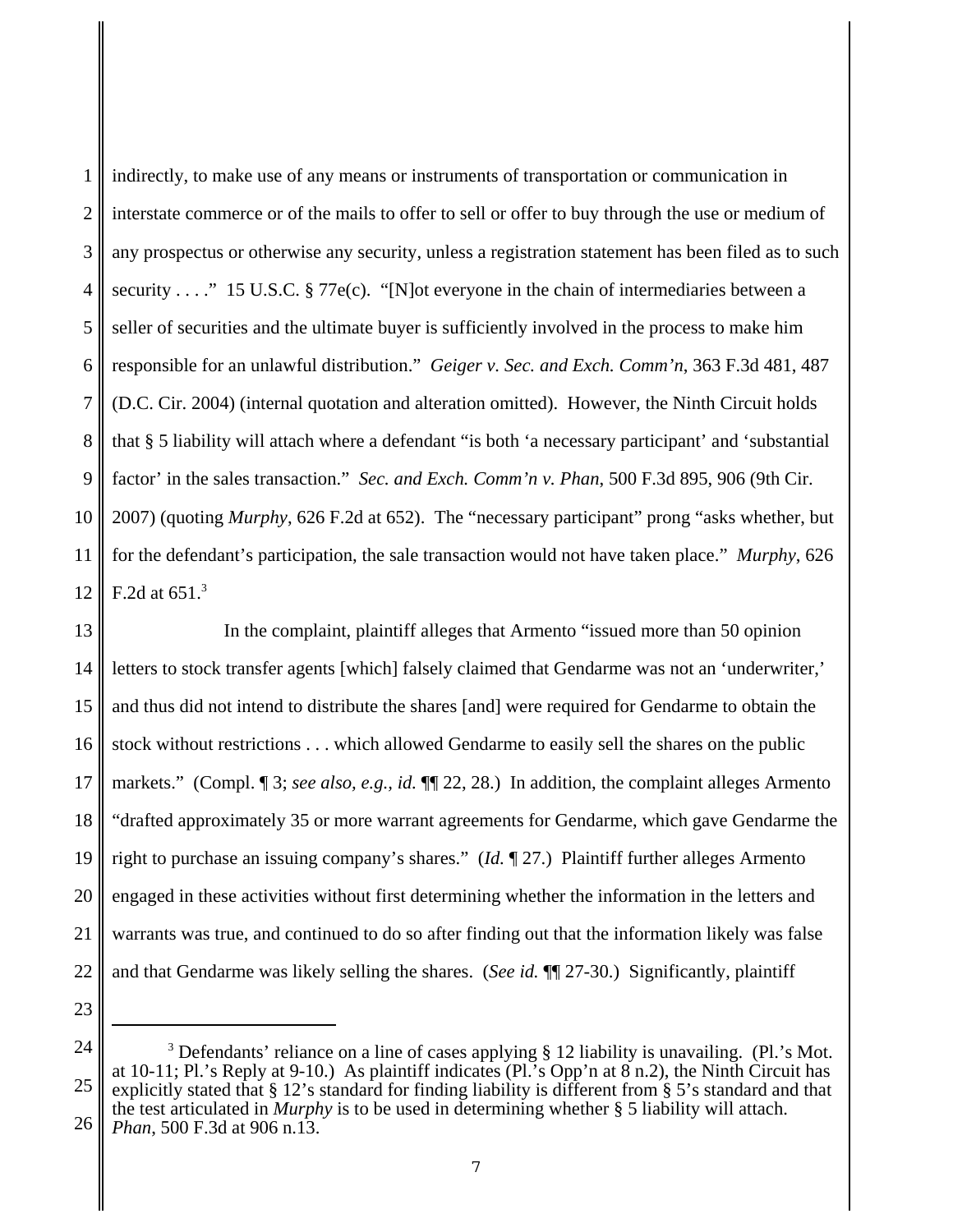indirectly, to make use of any means or instruments of transportation or communication in interstate commerce or of the mails to offer to sell or offer to buy through the use or medium of any prospectus or otherwise any security, unless a registration statement has been filed as to such security . . . ." 15 U.S.C. § 77e(c). "[N]ot everyone in the chain of intermediaries between a seller of securities and the ultimate buyer is sufficiently involved in the process to make him responsible for an unlawful distribution." *Geiger v. Sec. and Exch. Comm'n*, 363 F.3d 481, 487 (D.C. Cir. 2004) (internal quotation and alteration omitted). However, the Ninth Circuit holds that § 5 liability will attach where a defendant "is both 'a necessary participant' and 'substantial factor' in the sales transaction." *Sec. and Exch. Comm'n v. Phan*, 500 F.3d 895, 906 (9th Cir. 2007) (quoting *Murphy*, 626 F.2d at 652). The "necessary participant" prong "asks whether, but for the defendant's participation, the sale transaction would not have taken place." *Murphy*, 626 F.2d at 651.[3]

In the complaint, plaintiff alleges that Armento "issued more than 50 opinion letters to stock transfer agents [which] falsely claimed that Gendarme was not an 'underwriter,' and thus did not intend to distribute the shares [and] were required for Gendarme to obtain the stock without restrictions . . . which allowed Gendarme to easily sell the shares on the public markets." (Compl. ¶ 3; *see also, e.g., id.* ¶¶ 22, 28.) In addition, the complaint alleges Armento "drafted approximately 35 or more warrant agreements for Gendarme, which gave Gendarme the right to purchase an issuing company's shares." (*Id.* ¶ 27.) Plaintiff further alleges Armento engaged in these activities without first determining whether the information in the letters and warrants was true, and continued to do so after finding out that the information likely was false and that Gendarme was likely selling the shares. (*See id.* ¶¶ 27-30.) Significantly, plaintiff

---

[3] Defendants' reliance on a line of cases applying § 12 liability is unavailing. (Pl.'s Mot. at 10-11; Pl.'s Reply at 9-10.) As plaintiff indicates (Pl.'s Opp'n at 8 n.2), the Ninth Circuit has explicitly stated that § 12's standard for finding liability is different from § 5's standard and that the test articulated in *Murphy* is to be used in determining whether § 5 liability will attach. *Phan*, 500 F.3d at 906 n.13.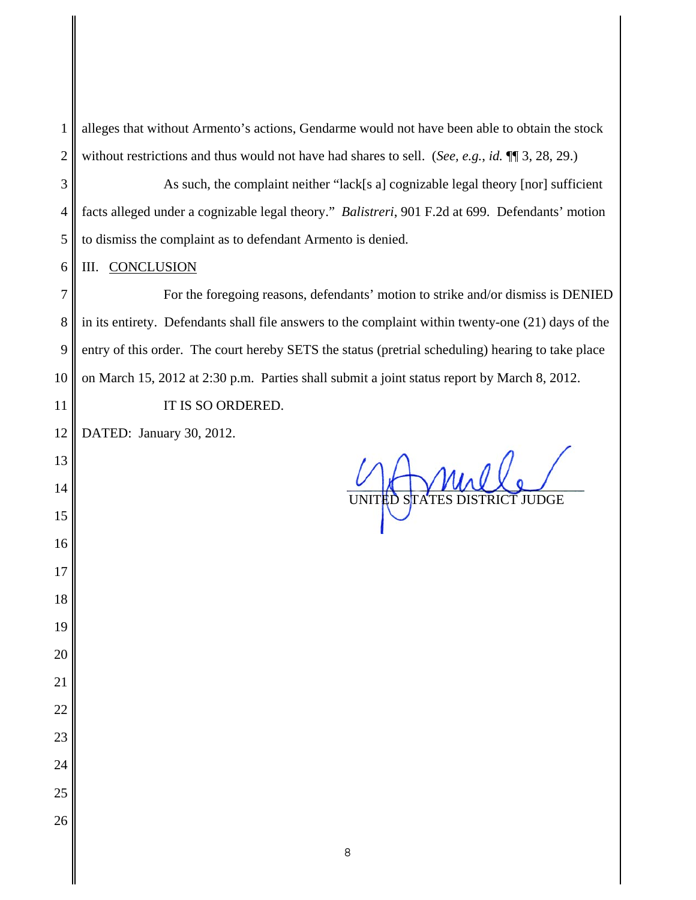alleges that without Armento's actions, Gendarme would not have been able to obtain the stock without restrictions and thus would not have had shares to sell. (*See, e.g.*, *id.* ¶¶ 3, 28, 29.)

As such, the complaint neither "lack[s a] cognizable legal theory [nor] sufficient facts alleged under a cognizable legal theory." *Balistreri*, 901 F.2d at 699. Defendants' motion to dismiss the complaint as to defendant Armento is denied.

## III. CONCLUSION

For the foregoing reasons, defendants' motion to strike and/or dismiss is DENIED in its entirety. Defendants shall file answers to the complaint within twenty-one (21) days of the entry of this order. The court hereby SETS the status (pretrial scheduling) hearing to take place on March 15, 2012 at 2:30 p.m. Parties shall submit a joint status report by March 8, 2012.

IT IS SO ORDERED.

DATED: January 30, 2012.

UNITED STATES DISTRICT JUDGE